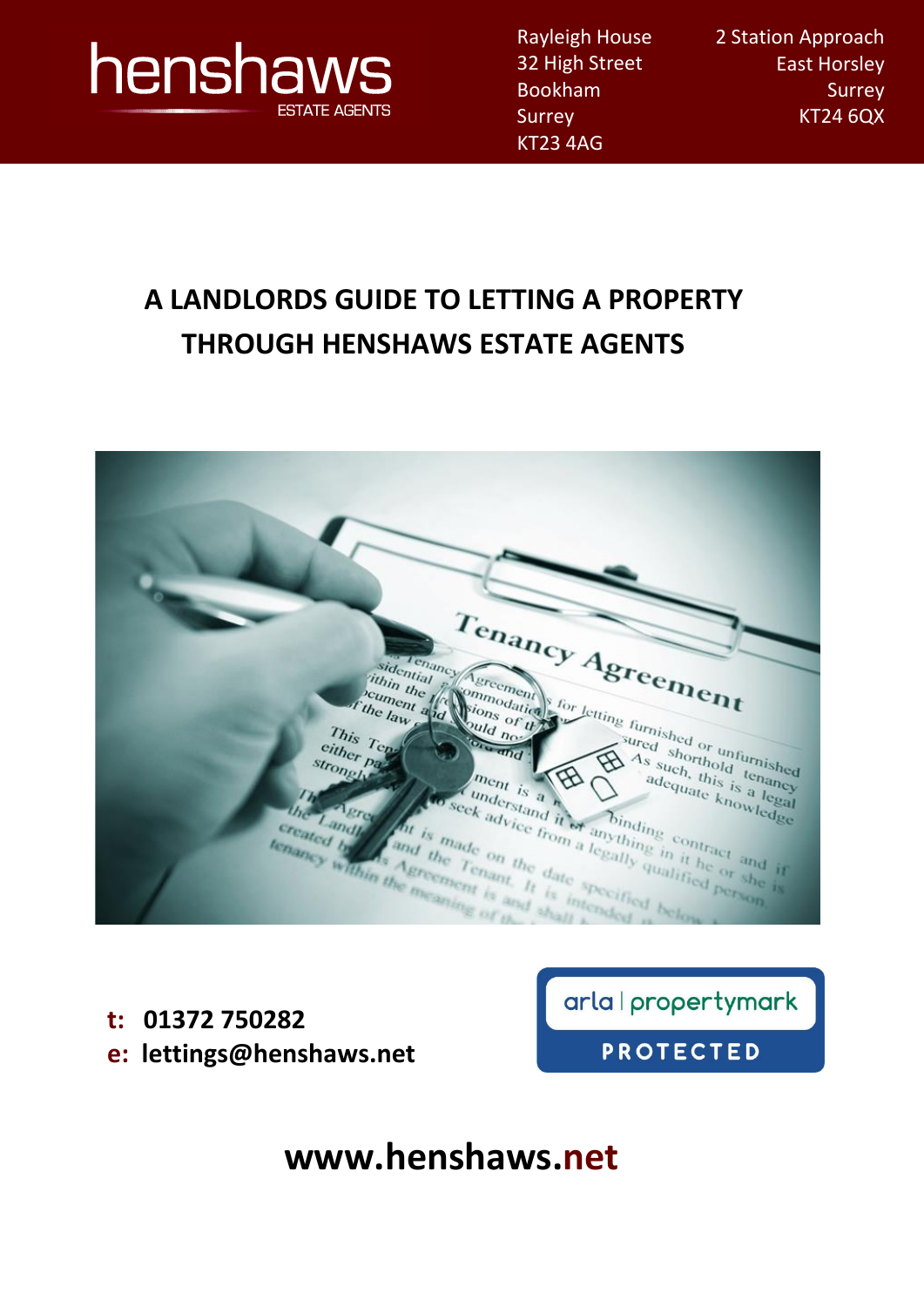henshaws
ESTATE AGENTS

Rayleigh House
32 High Street
Bookham
Surrey
KT23 4AG

2 Station Approach
East Horsley
Surrey
KT24 6QX

# A LANDLORDS GUIDE TO LETTING A PROPERTY THROUGH HENSHAWS ESTATE AGENTS

**t: 01372 750282**
**e: lettings@henshaws.net**

arla | propertymark
PROTECTED

**www.henshaws.net**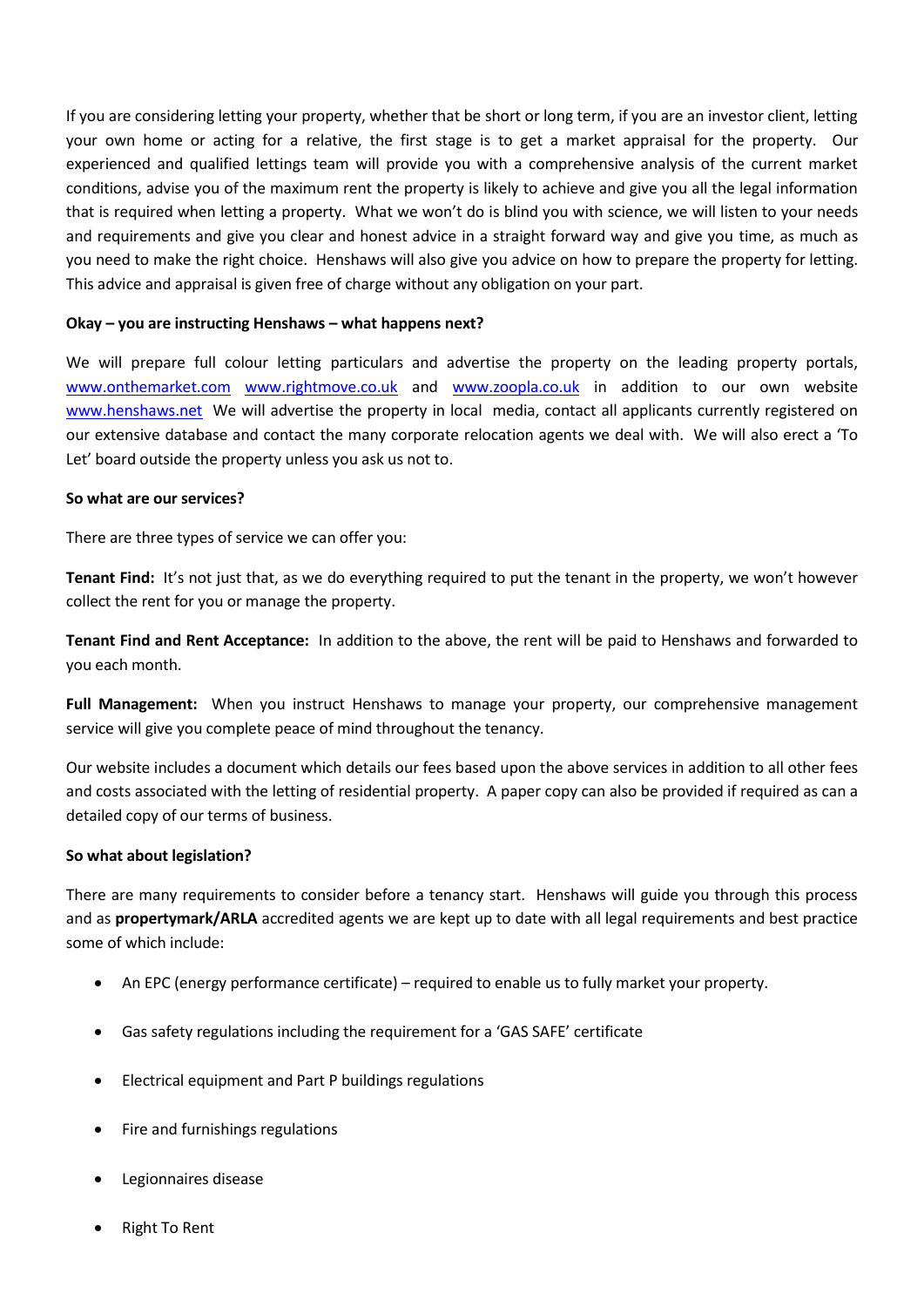If you are considering letting your property, whether that be short or long term, if you are an investor client, letting your own home or acting for a relative, the first stage is to get a market appraisal for the property. Our experienced and qualified lettings team will provide you with a comprehensive analysis of the current market conditions, advise you of the maximum rent the property is likely to achieve and give you all the legal information that is required when letting a property. What we won't do is blind you with science, we will listen to your needs and requirements and give you clear and honest advice in a straight forward way and give you time, as much as you need to make the right choice. Henshaws will also give you advice on how to prepare the property for letting. This advice and appraisal is given free of charge without any obligation on your part.

**Okay – you are instructing Henshaws – what happens next?**

We will prepare full colour letting particulars and advertise the property on the leading property portals, [www.onthemarket.com](http://www.onthemarket.com) [www.rightmove.co.uk](http://www.rightmove.co.uk) and [www.zoopla.co.uk](http://www.zoopla.co.uk) in addition to our own website [www.henshaws.net](http://www.henshaws.net) We will advertise the property in local media, contact all applicants currently registered on our extensive database and contact the many corporate relocation agents we deal with. We will also erect a 'To Let' board outside the property unless you ask us not to.

**So what are our services?**

There are three types of service we can offer you:

**Tenant Find:** It's not just that, as we do everything required to put the tenant in the property, we won't however collect the rent for you or manage the property.

**Tenant Find and Rent Acceptance:** In addition to the above, the rent will be paid to Henshaws and forwarded to you each month.

**Full Management:** When you instruct Henshaws to manage your property, our comprehensive management service will give you complete peace of mind throughout the tenancy.

Our website includes a document which details our fees based upon the above services in addition to all other fees and costs associated with the letting of residential property. A paper copy can also be provided if required as can a detailed copy of our terms of business.

**So what about legislation?**

There are many requirements to consider before a tenancy start. Henshaws will guide you through this process and as **propertymark/ARLA** accredited agents we are kept up to date with all legal requirements and best practice some of which include:

- An EPC (energy performance certificate) – required to enable us to fully market your property.
- Gas safety regulations including the requirement for a 'GAS SAFE' certificate
- Electrical equipment and Part P buildings regulations
- Fire and furnishings regulations
- Legionnaires disease
- Right To Rent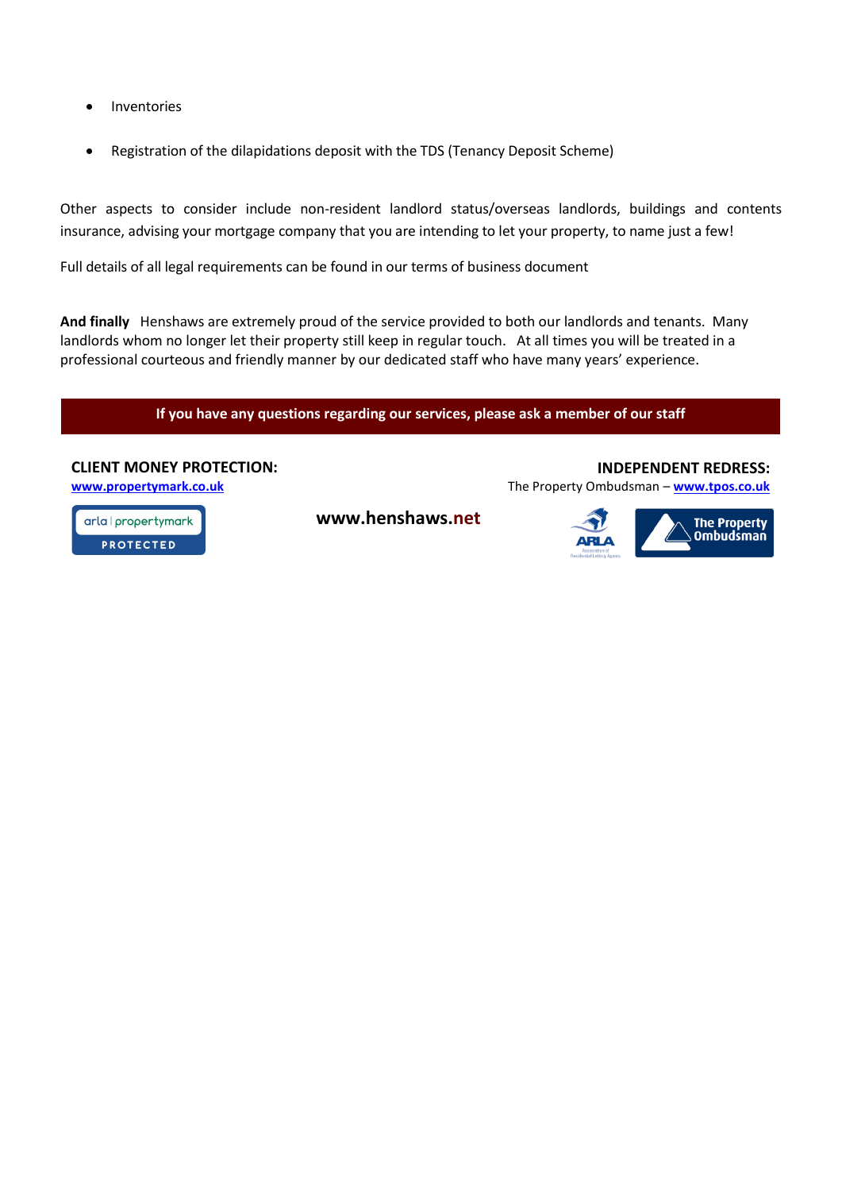- Inventories
- Registration of the dilapidations deposit with the TDS (Tenancy Deposit Scheme)

Other aspects to consider include non-resident landlord status/overseas landlords, buildings and contents insurance, advising your mortgage company that you are intending to let your property, to name just a few!

Full details of all legal requirements can be found in our terms of business document

**And finally** Henshaws are extremely proud of the service provided to both our landlords and tenants. Many landlords whom no longer let their property still keep in regular touch. At all times you will be treated in a professional courteous and friendly manner by our dedicated staff who have many years' experience.

**If you have any questions regarding our services, please ask a member of our staff**

**CLIENT MONEY PROTECTION:**
**www.propertymark.co.uk**

arla | propertymark
PROTECTED

**www.henshaws.net**

**INDEPENDENT REDRESS:**
The Property Ombudsman – **www.tpos.co.uk**

ARLA

The Property Ombudsman